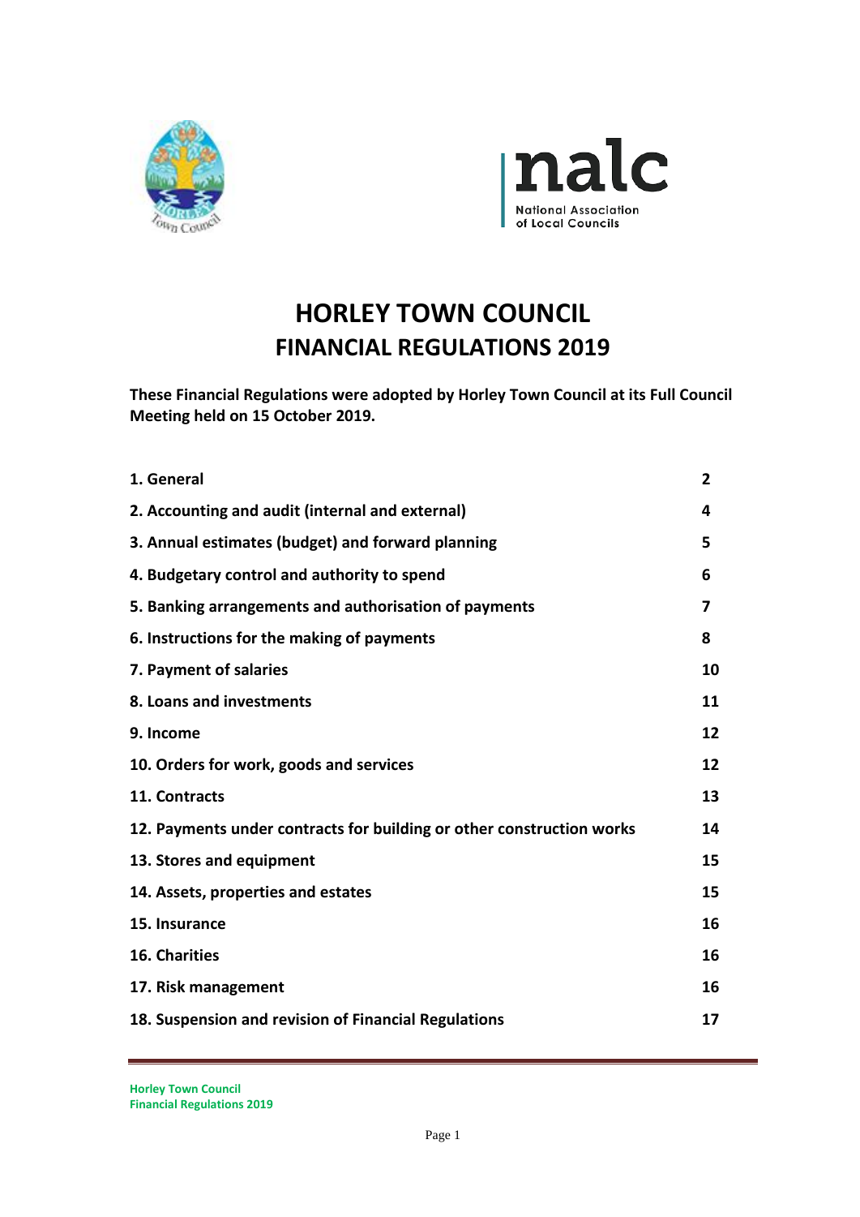# HORLEY TOWN COUNCIL
## FINANCIAL REGULATIONS 2019

**These Financial Regulations were adopted by Horley Town Council at its Full Council Meeting held on 15 October 2019.**

| | |
|---|---|
| **1. General** | **2** |
| **2. Accounting and audit (internal and external)** | **4** |
| **3. Annual estimates (budget) and forward planning** | **5** |
| **4. Budgetary control and authority to spend** | **6** |
| **5. Banking arrangements and authorisation of payments** | **7** |
| **6. Instructions for the making of payments** | **8** |
| **7. Payment of salaries** | **10** |
| **8. Loans and investments** | **11** |
| **9. Income** | **12** |
| **10. Orders for work, goods and services** | **12** |
| **11. Contracts** | **13** |
| **12. Payments under contracts for building or other construction works** | **14** |
| **13. Stores and equipment** | **15** |
| **14. Assets, properties and estates** | **15** |
| **15. Insurance** | **16** |
| **16. Charities** | **16** |
| **17. Risk management** | **16** |
| **18. Suspension and revision of Financial Regulations** | **17** |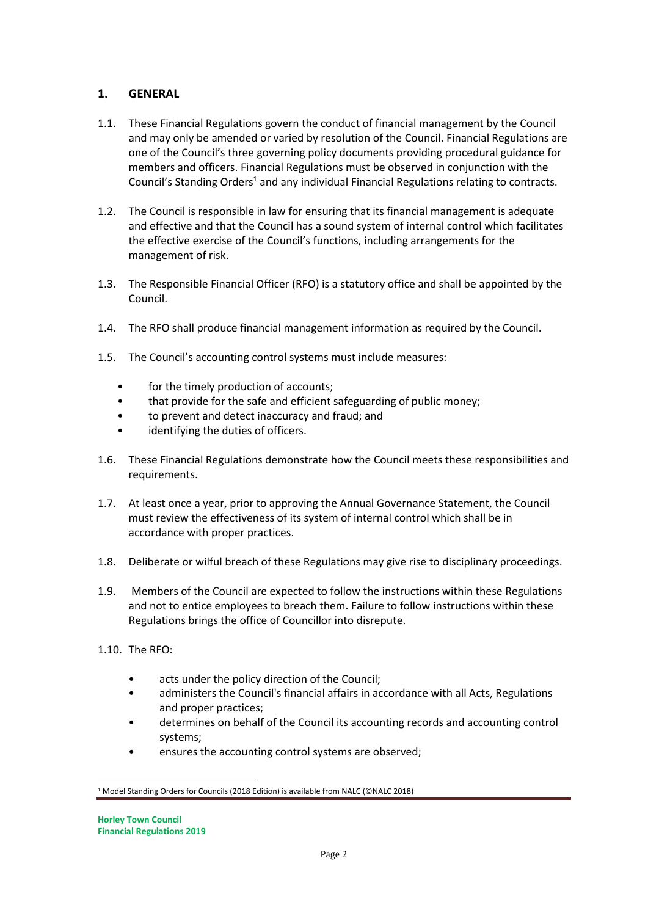## 1. GENERAL

1.1. These Financial Regulations govern the conduct of financial management by the Council and may only be amended or varied by resolution of the Council. Financial Regulations are one of the Council's three governing policy documents providing procedural guidance for members and officers. Financial Regulations must be observed in conjunction with the Council's Standing Orders[1] and any individual Financial Regulations relating to contracts.

1.2. The Council is responsible in law for ensuring that its financial management is adequate and effective and that the Council has a sound system of internal control which facilitates the effective exercise of the Council's functions, including arrangements for the management of risk.

1.3. The Responsible Financial Officer (RFO) is a statutory office and shall be appointed by the Council.

1.4. The RFO shall produce financial management information as required by the Council.

1.5. The Council's accounting control systems must include measures:

- for the timely production of accounts;
- that provide for the safe and efficient safeguarding of public money;
- to prevent and detect inaccuracy and fraud; and
- identifying the duties of officers.

1.6. These Financial Regulations demonstrate how the Council meets these responsibilities and requirements.

1.7. At least once a year, prior to approving the Annual Governance Statement, the Council must review the effectiveness of its system of internal control which shall be in accordance with proper practices.

1.8. Deliberate or wilful breach of these Regulations may give rise to disciplinary proceedings.

1.9. Members of the Council are expected to follow the instructions within these Regulations and not to entice employees to breach them. Failure to follow instructions within these Regulations brings the office of Councillor into disrepute.

1.10. The RFO:

- acts under the policy direction of the Council;
- administers the Council's financial affairs in accordance with all Acts, Regulations and proper practices;
- determines on behalf of the Council its accounting records and accounting control systems;
- ensures the accounting control systems are observed;

[1] Model Standing Orders for Councils (2018 Edition) is available from NALC (©NALC 2018)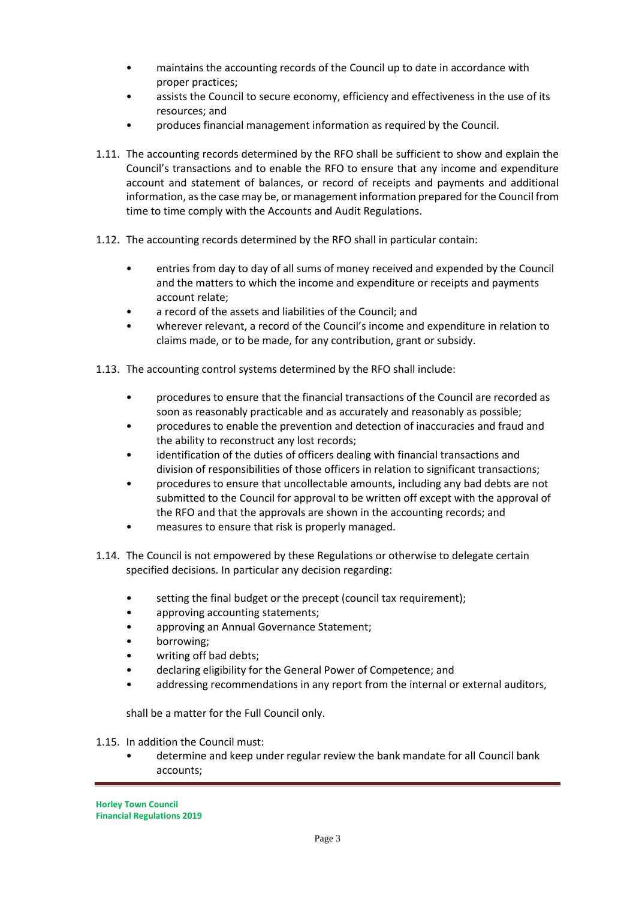- maintains the accounting records of the Council up to date in accordance with proper practices;
- assists the Council to secure economy, efficiency and effectiveness in the use of its resources; and
- produces financial management information as required by the Council.

1.11. The accounting records determined by the RFO shall be sufficient to show and explain the Council's transactions and to enable the RFO to ensure that any income and expenditure account and statement of balances, or record of receipts and payments and additional information, as the case may be, or management information prepared for the Council from time to time comply with the Accounts and Audit Regulations.

1.12. The accounting records determined by the RFO shall in particular contain:

- entries from day to day of all sums of money received and expended by the Council and the matters to which the income and expenditure or receipts and payments account relate;
- a record of the assets and liabilities of the Council; and
- wherever relevant, a record of the Council's income and expenditure in relation to claims made, or to be made, for any contribution, grant or subsidy.

1.13. The accounting control systems determined by the RFO shall include:

- procedures to ensure that the financial transactions of the Council are recorded as soon as reasonably practicable and as accurately and reasonably as possible;
- procedures to enable the prevention and detection of inaccuracies and fraud and the ability to reconstruct any lost records;
- identification of the duties of officers dealing with financial transactions and division of responsibilities of those officers in relation to significant transactions;
- procedures to ensure that uncollectable amounts, including any bad debts are not submitted to the Council for approval to be written off except with the approval of the RFO and that the approvals are shown in the accounting records; and
- measures to ensure that risk is properly managed.

1.14. The Council is not empowered by these Regulations or otherwise to delegate certain specified decisions. In particular any decision regarding:

- setting the final budget or the precept (council tax requirement);
- approving accounting statements;
- approving an Annual Governance Statement;
- borrowing;
- writing off bad debts;
- declaring eligibility for the General Power of Competence; and
- addressing recommendations in any report from the internal or external auditors,

shall be a matter for the Full Council only.

1.15. In addition the Council must:

- determine and keep under regular review the bank mandate for all Council bank accounts;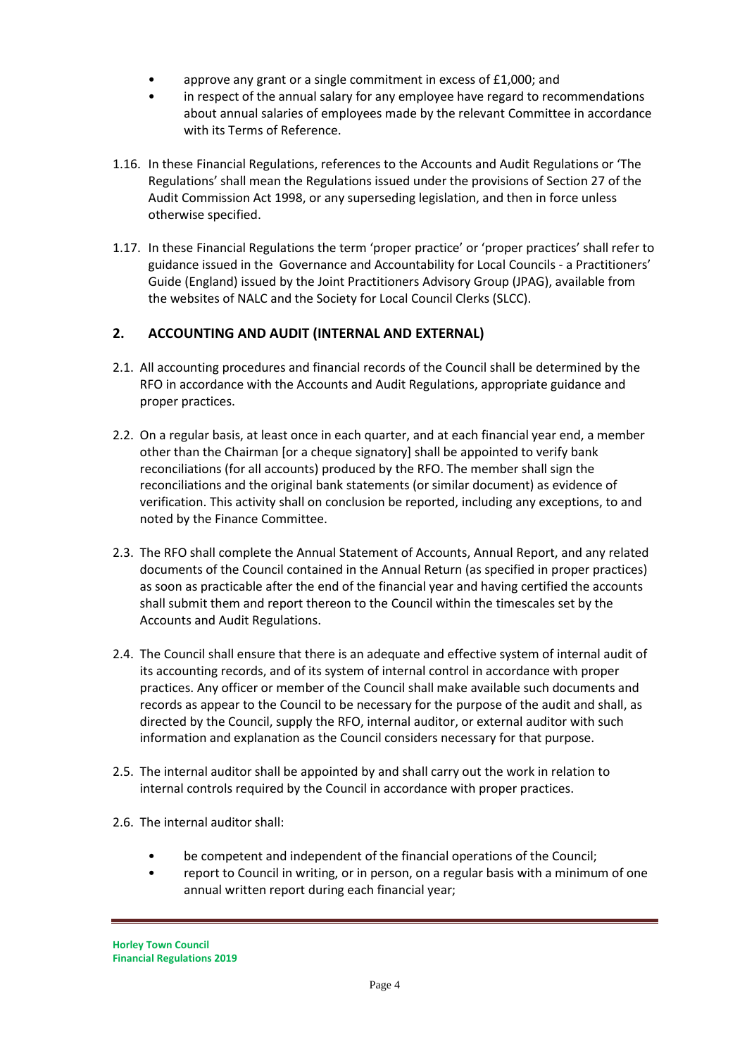- approve any grant or a single commitment in excess of £1,000; and
- in respect of the annual salary for any employee have regard to recommendations about annual salaries of employees made by the relevant Committee in accordance with its Terms of Reference.

1.16. In these Financial Regulations, references to the Accounts and Audit Regulations or 'The Regulations' shall mean the Regulations issued under the provisions of Section 27 of the Audit Commission Act 1998, or any superseding legislation, and then in force unless otherwise specified.

1.17. In these Financial Regulations the term 'proper practice' or 'proper practices' shall refer to guidance issued in the Governance and Accountability for Local Councils - a Practitioners' Guide (England) issued by the Joint Practitioners Advisory Group (JPAG), available from the websites of NALC and the Society for Local Council Clerks (SLCC).

## 2. ACCOUNTING AND AUDIT (INTERNAL AND EXTERNAL)

2.1. All accounting procedures and financial records of the Council shall be determined by the RFO in accordance with the Accounts and Audit Regulations, appropriate guidance and proper practices.

2.2. On a regular basis, at least once in each quarter, and at each financial year end, a member other than the Chairman [or a cheque signatory] shall be appointed to verify bank reconciliations (for all accounts) produced by the RFO. The member shall sign the reconciliations and the original bank statements (or similar document) as evidence of verification. This activity shall on conclusion be reported, including any exceptions, to and noted by the Finance Committee.

2.3. The RFO shall complete the Annual Statement of Accounts, Annual Report, and any related documents of the Council contained in the Annual Return (as specified in proper practices) as soon as practicable after the end of the financial year and having certified the accounts shall submit them and report thereon to the Council within the timescales set by the Accounts and Audit Regulations.

2.4. The Council shall ensure that there is an adequate and effective system of internal audit of its accounting records, and of its system of internal control in accordance with proper practices. Any officer or member of the Council shall make available such documents and records as appear to the Council to be necessary for the purpose of the audit and shall, as directed by the Council, supply the RFO, internal auditor, or external auditor with such information and explanation as the Council considers necessary for that purpose.

2.5. The internal auditor shall be appointed by and shall carry out the work in relation to internal controls required by the Council in accordance with proper practices.

2.6. The internal auditor shall:

- be competent and independent of the financial operations of the Council;
- report to Council in writing, or in person, on a regular basis with a minimum of one annual written report during each financial year;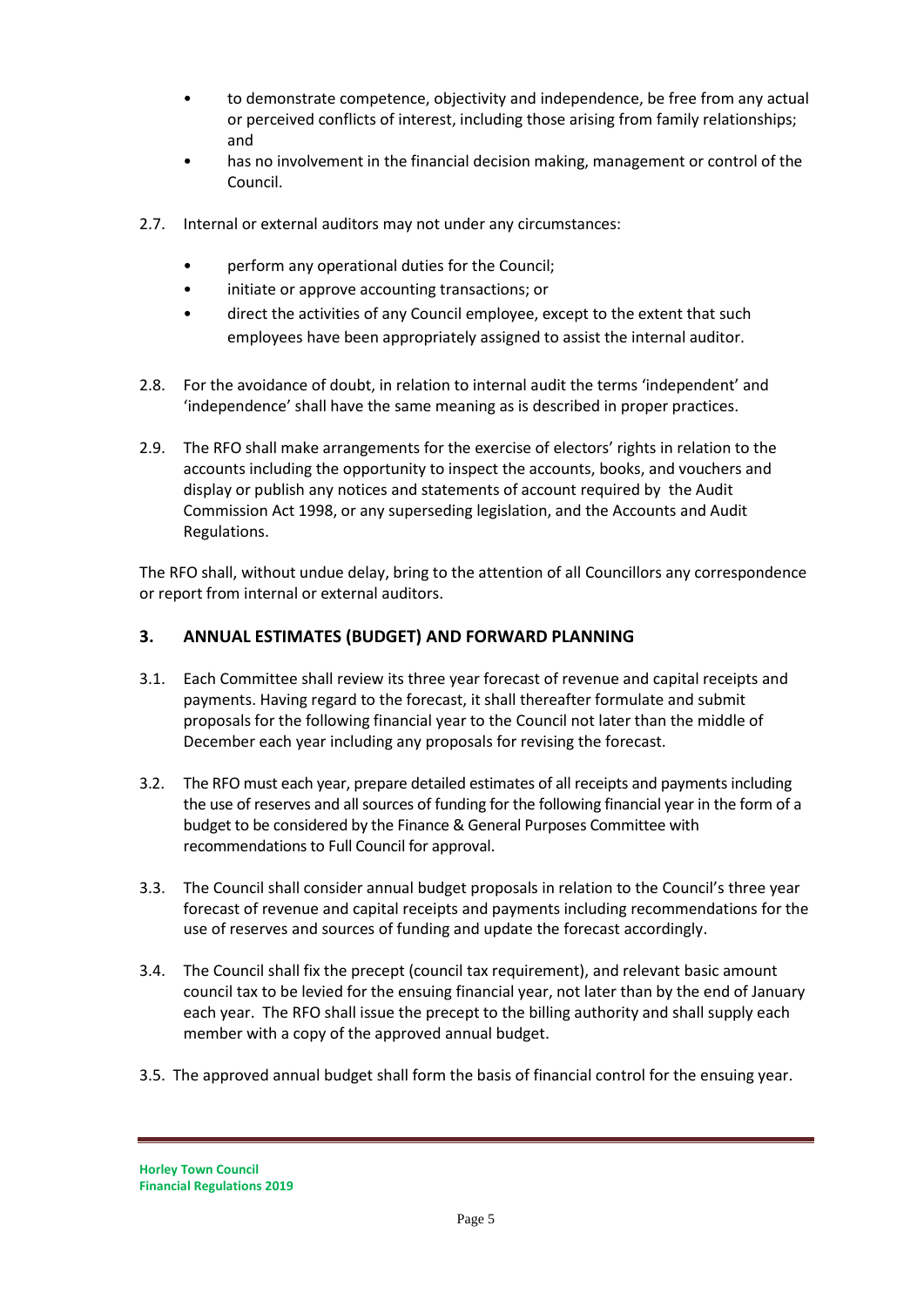- to demonstrate competence, objectivity and independence, be free from any actual or perceived conflicts of interest, including those arising from family relationships; and
- has no involvement in the financial decision making, management or control of the Council.

2.7. Internal or external auditors may not under any circumstances:

- perform any operational duties for the Council;
- initiate or approve accounting transactions; or
- direct the activities of any Council employee, except to the extent that such employees have been appropriately assigned to assist the internal auditor.

2.8. For the avoidance of doubt, in relation to internal audit the terms 'independent' and 'independence' shall have the same meaning as is described in proper practices.

2.9. The RFO shall make arrangements for the exercise of electors' rights in relation to the accounts including the opportunity to inspect the accounts, books, and vouchers and display or publish any notices and statements of account required by the Audit Commission Act 1998, or any superseding legislation, and the Accounts and Audit Regulations.

The RFO shall, without undue delay, bring to the attention of all Councillors any correspondence or report from internal or external auditors.

## 3. ANNUAL ESTIMATES (BUDGET) AND FORWARD PLANNING

3.1. Each Committee shall review its three year forecast of revenue and capital receipts and payments. Having regard to the forecast, it shall thereafter formulate and submit proposals for the following financial year to the Council not later than the middle of December each year including any proposals for revising the forecast.

3.2. The RFO must each year, prepare detailed estimates of all receipts and payments including the use of reserves and all sources of funding for the following financial year in the form of a budget to be considered by the Finance & General Purposes Committee with recommendations to Full Council for approval.

3.3. The Council shall consider annual budget proposals in relation to the Council's three year forecast of revenue and capital receipts and payments including recommendations for the use of reserves and sources of funding and update the forecast accordingly.

3.4. The Council shall fix the precept (council tax requirement), and relevant basic amount council tax to be levied for the ensuing financial year, not later than by the end of January each year. The RFO shall issue the precept to the billing authority and shall supply each member with a copy of the approved annual budget.

3.5. The approved annual budget shall form the basis of financial control for the ensuing year.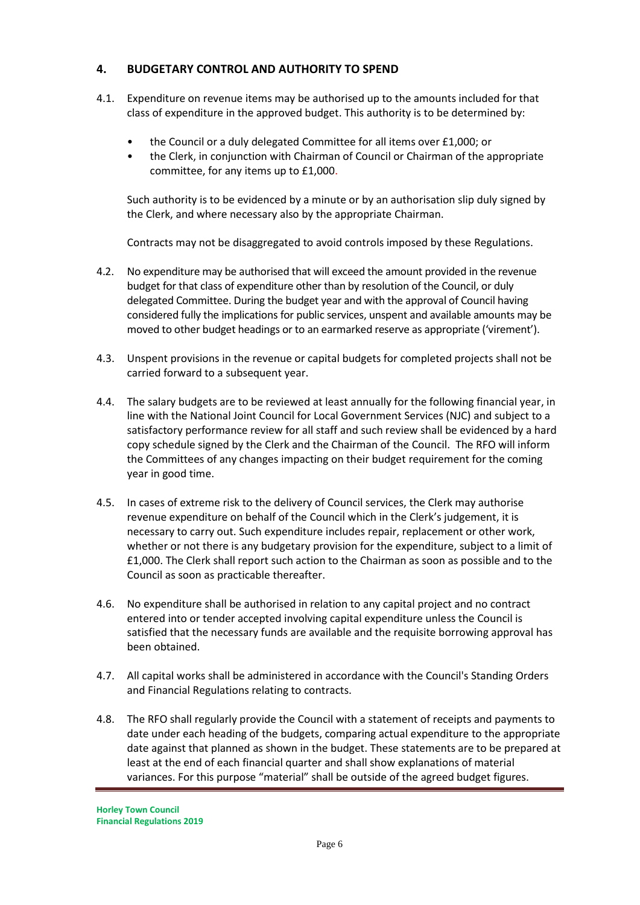## 4. BUDGETARY CONTROL AND AUTHORITY TO SPEND

4.1. Expenditure on revenue items may be authorised up to the amounts included for that class of expenditure in the approved budget. This authority is to be determined by:

- the Council or a duly delegated Committee for all items over £1,000; or
- the Clerk, in conjunction with Chairman of Council or Chairman of the appropriate committee, for any items up to £1,000.

Such authority is to be evidenced by a minute or by an authorisation slip duly signed by the Clerk, and where necessary also by the appropriate Chairman.

Contracts may not be disaggregated to avoid controls imposed by these Regulations.

4.2. No expenditure may be authorised that will exceed the amount provided in the revenue budget for that class of expenditure other than by resolution of the Council, or duly delegated Committee. During the budget year and with the approval of Council having considered fully the implications for public services, unspent and available amounts may be moved to other budget headings or to an earmarked reserve as appropriate ('virement').

4.3. Unspent provisions in the revenue or capital budgets for completed projects shall not be carried forward to a subsequent year.

4.4. The salary budgets are to be reviewed at least annually for the following financial year, in line with the National Joint Council for Local Government Services (NJC) and subject to a satisfactory performance review for all staff and such review shall be evidenced by a hard copy schedule signed by the Clerk and the Chairman of the Council. The RFO will inform the Committees of any changes impacting on their budget requirement for the coming year in good time.

4.5. In cases of extreme risk to the delivery of Council services, the Clerk may authorise revenue expenditure on behalf of the Council which in the Clerk's judgement, it is necessary to carry out. Such expenditure includes repair, replacement or other work, whether or not there is any budgetary provision for the expenditure, subject to a limit of £1,000. The Clerk shall report such action to the Chairman as soon as possible and to the Council as soon as practicable thereafter.

4.6. No expenditure shall be authorised in relation to any capital project and no contract entered into or tender accepted involving capital expenditure unless the Council is satisfied that the necessary funds are available and the requisite borrowing approval has been obtained.

4.7. All capital works shall be administered in accordance with the Council's Standing Orders and Financial Regulations relating to contracts.

4.8. The RFO shall regularly provide the Council with a statement of receipts and payments to date under each heading of the budgets, comparing actual expenditure to the appropriate date against that planned as shown in the budget. These statements are to be prepared at least at the end of each financial quarter and shall show explanations of material variances. For this purpose "material" shall be outside of the agreed budget figures.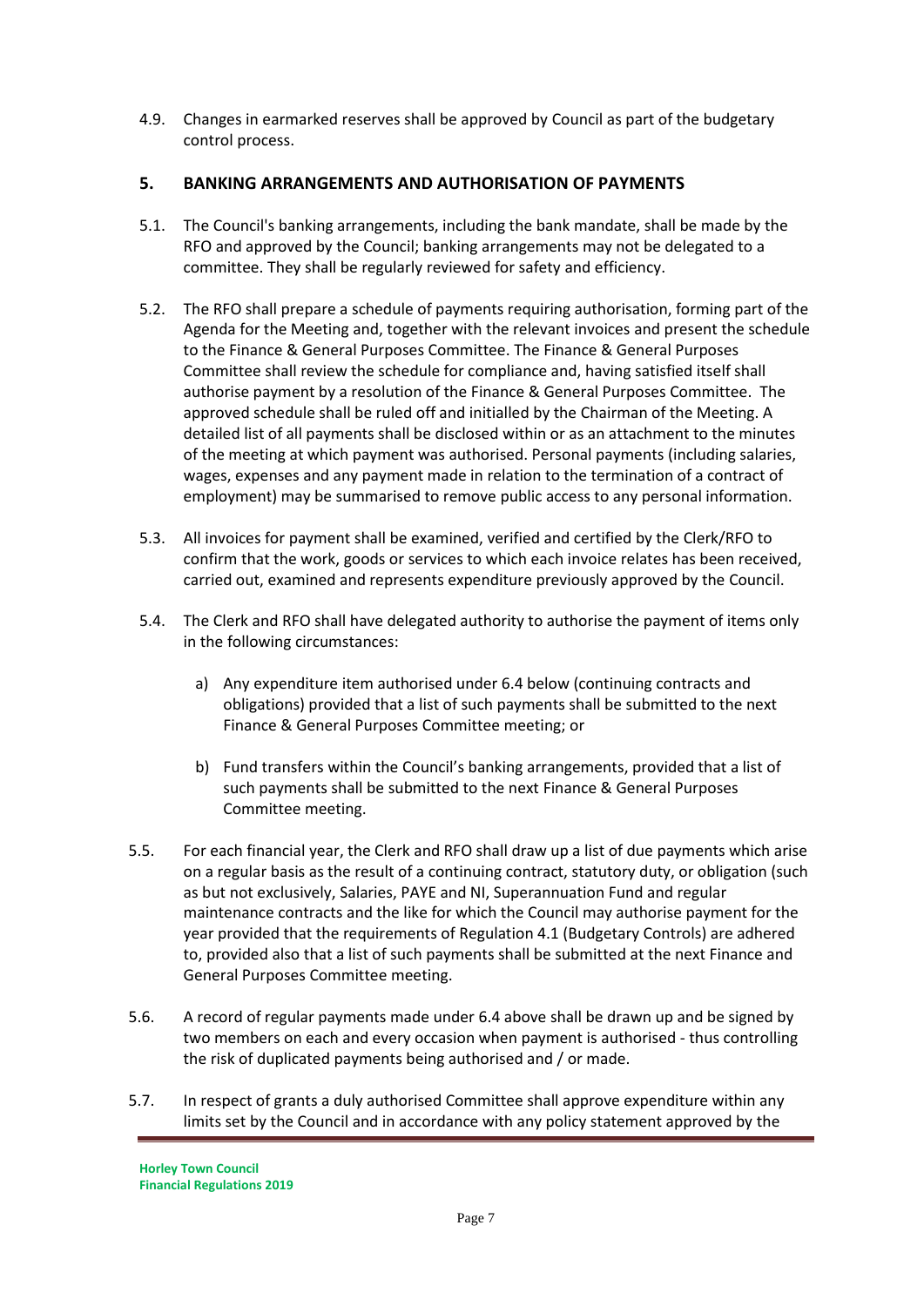4.9. Changes in earmarked reserves shall be approved by Council as part of the budgetary control process.

## 5. BANKING ARRANGEMENTS AND AUTHORISATION OF PAYMENTS

5.1. The Council's banking arrangements, including the bank mandate, shall be made by the RFO and approved by the Council; banking arrangements may not be delegated to a committee. They shall be regularly reviewed for safety and efficiency.

5.2. The RFO shall prepare a schedule of payments requiring authorisation, forming part of the Agenda for the Meeting and, together with the relevant invoices and present the schedule to the Finance & General Purposes Committee. The Finance & General Purposes Committee shall review the schedule for compliance and, having satisfied itself shall authorise payment by a resolution of the Finance & General Purposes Committee. The approved schedule shall be ruled off and initialled by the Chairman of the Meeting. A detailed list of all payments shall be disclosed within or as an attachment to the minutes of the meeting at which payment was authorised. Personal payments (including salaries, wages, expenses and any payment made in relation to the termination of a contract of employment) may be summarised to remove public access to any personal information.

5.3. All invoices for payment shall be examined, verified and certified by the Clerk/RFO to confirm that the work, goods or services to which each invoice relates has been received, carried out, examined and represents expenditure previously approved by the Council.

5.4. The Clerk and RFO shall have delegated authority to authorise the payment of items only in the following circumstances:

a) Any expenditure item authorised under 6.4 below (continuing contracts and obligations) provided that a list of such payments shall be submitted to the next Finance & General Purposes Committee meeting; or

b) Fund transfers within the Council's banking arrangements, provided that a list of such payments shall be submitted to the next Finance & General Purposes Committee meeting.

5.5. For each financial year, the Clerk and RFO shall draw up a list of due payments which arise on a regular basis as the result of a continuing contract, statutory duty, or obligation (such as but not exclusively, Salaries, PAYE and NI, Superannuation Fund and regular maintenance contracts and the like for which the Council may authorise payment for the year provided that the requirements of Regulation 4.1 (Budgetary Controls) are adhered to, provided also that a list of such payments shall be submitted at the next Finance and General Purposes Committee meeting.

5.6. A record of regular payments made under 6.4 above shall be drawn up and be signed by two members on each and every occasion when payment is authorised - thus controlling the risk of duplicated payments being authorised and / or made.

5.7. In respect of grants a duly authorised Committee shall approve expenditure within any limits set by the Council and in accordance with any policy statement approved by the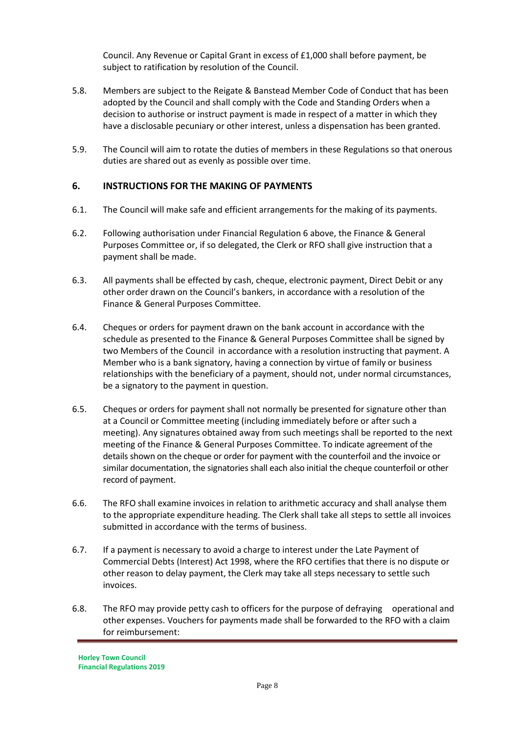Council. Any Revenue or Capital Grant in excess of £1,000 shall before payment, be subject to ratification by resolution of the Council.

5.8. Members are subject to the Reigate & Banstead Member Code of Conduct that has been adopted by the Council and shall comply with the Code and Standing Orders when a decision to authorise or instruct payment is made in respect of a matter in which they have a disclosable pecuniary or other interest, unless a dispensation has been granted.

5.9. The Council will aim to rotate the duties of members in these Regulations so that onerous duties are shared out as evenly as possible over time.

## 6. INSTRUCTIONS FOR THE MAKING OF PAYMENTS

6.1. The Council will make safe and efficient arrangements for the making of its payments.

6.2. Following authorisation under Financial Regulation 6 above, the Finance & General Purposes Committee or, if so delegated, the Clerk or RFO shall give instruction that a payment shall be made.

6.3. All payments shall be effected by cash, cheque, electronic payment, Direct Debit or any other order drawn on the Council's bankers, in accordance with a resolution of the Finance & General Purposes Committee.

6.4. Cheques or orders for payment drawn on the bank account in accordance with the schedule as presented to the Finance & General Purposes Committee shall be signed by two Members of the Council in accordance with a resolution instructing that payment. A Member who is a bank signatory, having a connection by virtue of family or business relationships with the beneficiary of a payment, should not, under normal circumstances, be a signatory to the payment in question.

6.5. Cheques or orders for payment shall not normally be presented for signature other than at a Council or Committee meeting (including immediately before or after such a meeting). Any signatures obtained away from such meetings shall be reported to the next meeting of the Finance & General Purposes Committee. To indicate agreement of the details shown on the cheque or order for payment with the counterfoil and the invoice or similar documentation, the signatories shall each also initial the cheque counterfoil or other record of payment.

6.6. The RFO shall examine invoices in relation to arithmetic accuracy and shall analyse them to the appropriate expenditure heading. The Clerk shall take all steps to settle all invoices submitted in accordance with the terms of business.

6.7. If a payment is necessary to avoid a charge to interest under the Late Payment of Commercial Debts (Interest) Act 1998, where the RFO certifies that there is no dispute or other reason to delay payment, the Clerk may take all steps necessary to settle such invoices.

6.8. The RFO may provide petty cash to officers for the purpose of defraying operational and other expenses. Vouchers for payments made shall be forwarded to the RFO with a claim for reimbursement: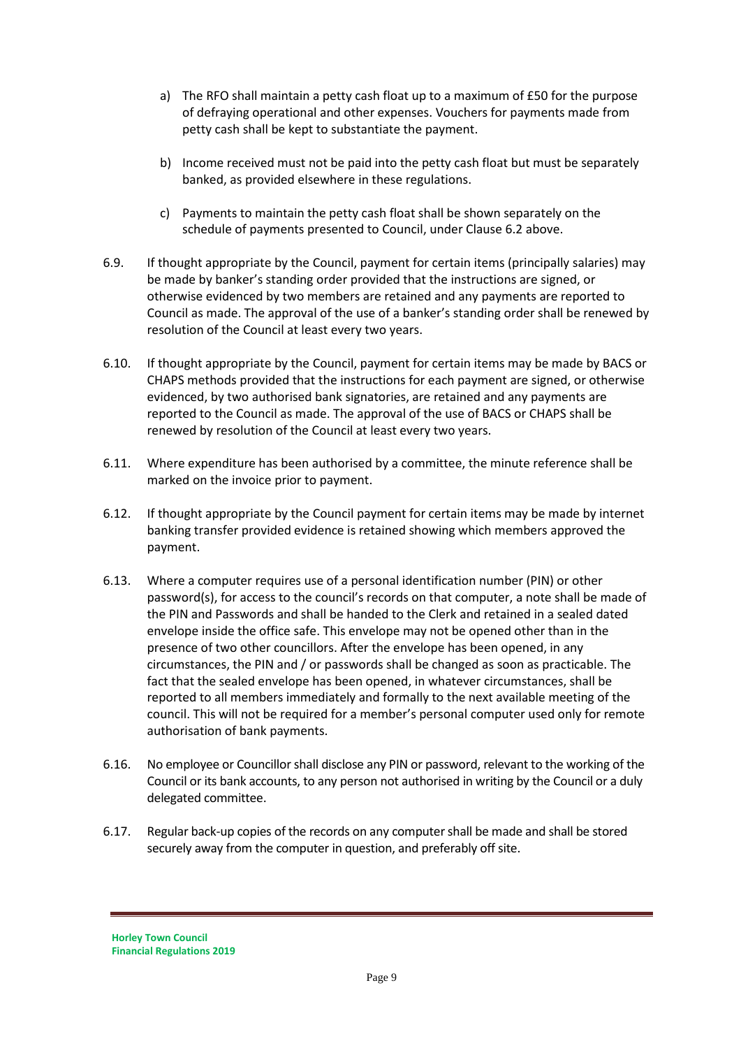a) The RFO shall maintain a petty cash float up to a maximum of £50 for the purpose of defraying operational and other expenses. Vouchers for payments made from petty cash shall be kept to substantiate the payment.

b) Income received must not be paid into the petty cash float but must be separately banked, as provided elsewhere in these regulations.

c) Payments to maintain the petty cash float shall be shown separately on the schedule of payments presented to Council, under Clause 6.2 above.

6.9. If thought appropriate by the Council, payment for certain items (principally salaries) may be made by banker's standing order provided that the instructions are signed, or otherwise evidenced by two members are retained and any payments are reported to Council as made. The approval of the use of a banker's standing order shall be renewed by resolution of the Council at least every two years.

6.10. If thought appropriate by the Council, payment for certain items may be made by BACS or CHAPS methods provided that the instructions for each payment are signed, or otherwise evidenced, by two authorised bank signatories, are retained and any payments are reported to the Council as made. The approval of the use of BACS or CHAPS shall be renewed by resolution of the Council at least every two years.

6.11. Where expenditure has been authorised by a committee, the minute reference shall be marked on the invoice prior to payment.

6.12. If thought appropriate by the Council payment for certain items may be made by internet banking transfer provided evidence is retained showing which members approved the payment.

6.13. Where a computer requires use of a personal identification number (PIN) or other password(s), for access to the council's records on that computer, a note shall be made of the PIN and Passwords and shall be handed to the Clerk and retained in a sealed dated envelope inside the office safe. This envelope may not be opened other than in the presence of two other councillors. After the envelope has been opened, in any circumstances, the PIN and / or passwords shall be changed as soon as practicable. The fact that the sealed envelope has been opened, in whatever circumstances, shall be reported to all members immediately and formally to the next available meeting of the council. This will not be required for a member's personal computer used only for remote authorisation of bank payments.

6.16. No employee or Councillor shall disclose any PIN or password, relevant to the working of the Council or its bank accounts, to any person not authorised in writing by the Council or a duly delegated committee.

6.17. Regular back-up copies of the records on any computer shall be made and shall be stored securely away from the computer in question, and preferably off site.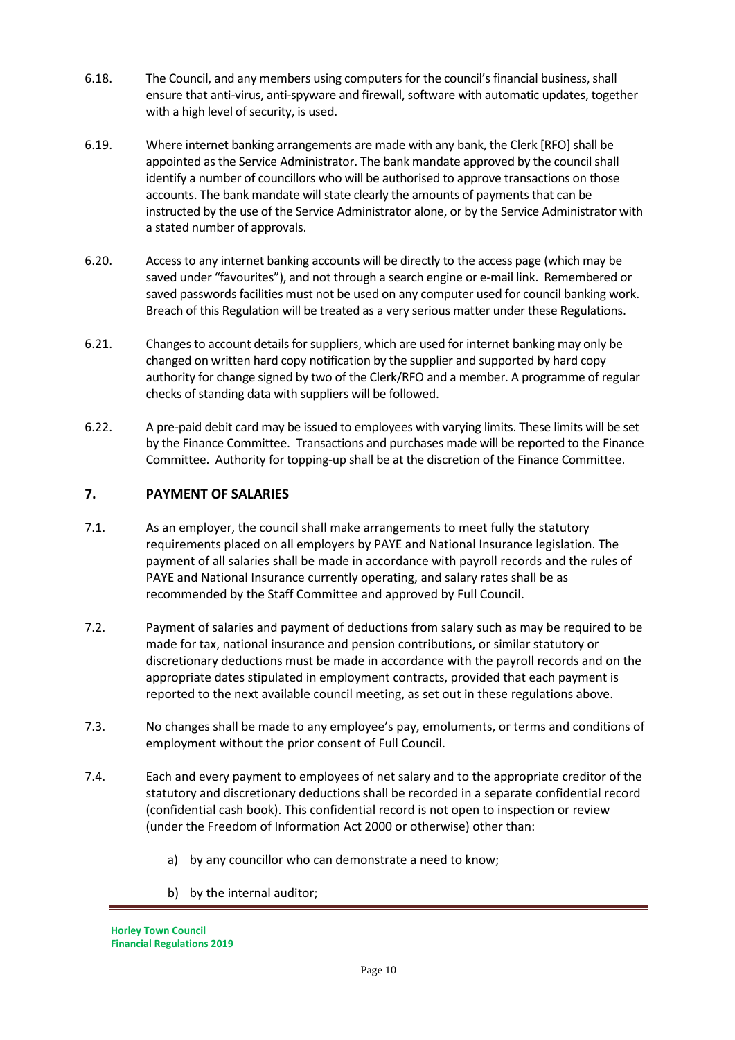6.18. The Council, and any members using computers for the council's financial business, shall ensure that anti-virus, anti-spyware and firewall, software with automatic updates, together with a high level of security, is used.

6.19. Where internet banking arrangements are made with any bank, the Clerk [RFO] shall be appointed as the Service Administrator. The bank mandate approved by the council shall identify a number of councillors who will be authorised to approve transactions on those accounts. The bank mandate will state clearly the amounts of payments that can be instructed by the use of the Service Administrator alone, or by the Service Administrator with a stated number of approvals.

6.20. Access to any internet banking accounts will be directly to the access page (which may be saved under "favourites"), and not through a search engine or e-mail link. Remembered or saved passwords facilities must not be used on any computer used for council banking work. Breach of this Regulation will be treated as a very serious matter under these Regulations.

6.21. Changes to account details for suppliers, which are used for internet banking may only be changed on written hard copy notification by the supplier and supported by hard copy authority for change signed by two of the Clerk/RFO and a member. A programme of regular checks of standing data with suppliers will be followed.

6.22. A pre-paid debit card may be issued to employees with varying limits. These limits will be set by the Finance Committee. Transactions and purchases made will be reported to the Finance Committee. Authority for topping-up shall be at the discretion of the Finance Committee.

## 7. PAYMENT OF SALARIES

7.1. As an employer, the council shall make arrangements to meet fully the statutory requirements placed on all employers by PAYE and National Insurance legislation. The payment of all salaries shall be made in accordance with payroll records and the rules of PAYE and National Insurance currently operating, and salary rates shall be as recommended by the Staff Committee and approved by Full Council.

7.2. Payment of salaries and payment of deductions from salary such as may be required to be made for tax, national insurance and pension contributions, or similar statutory or discretionary deductions must be made in accordance with the payroll records and on the appropriate dates stipulated in employment contracts, provided that each payment is reported to the next available council meeting, as set out in these regulations above.

7.3. No changes shall be made to any employee's pay, emoluments, or terms and conditions of employment without the prior consent of Full Council.

7.4. Each and every payment to employees of net salary and to the appropriate creditor of the statutory and discretionary deductions shall be recorded in a separate confidential record (confidential cash book). This confidential record is not open to inspection or review (under the Freedom of Information Act 2000 or otherwise) other than:

a) by any councillor who can demonstrate a need to know;

b) by the internal auditor;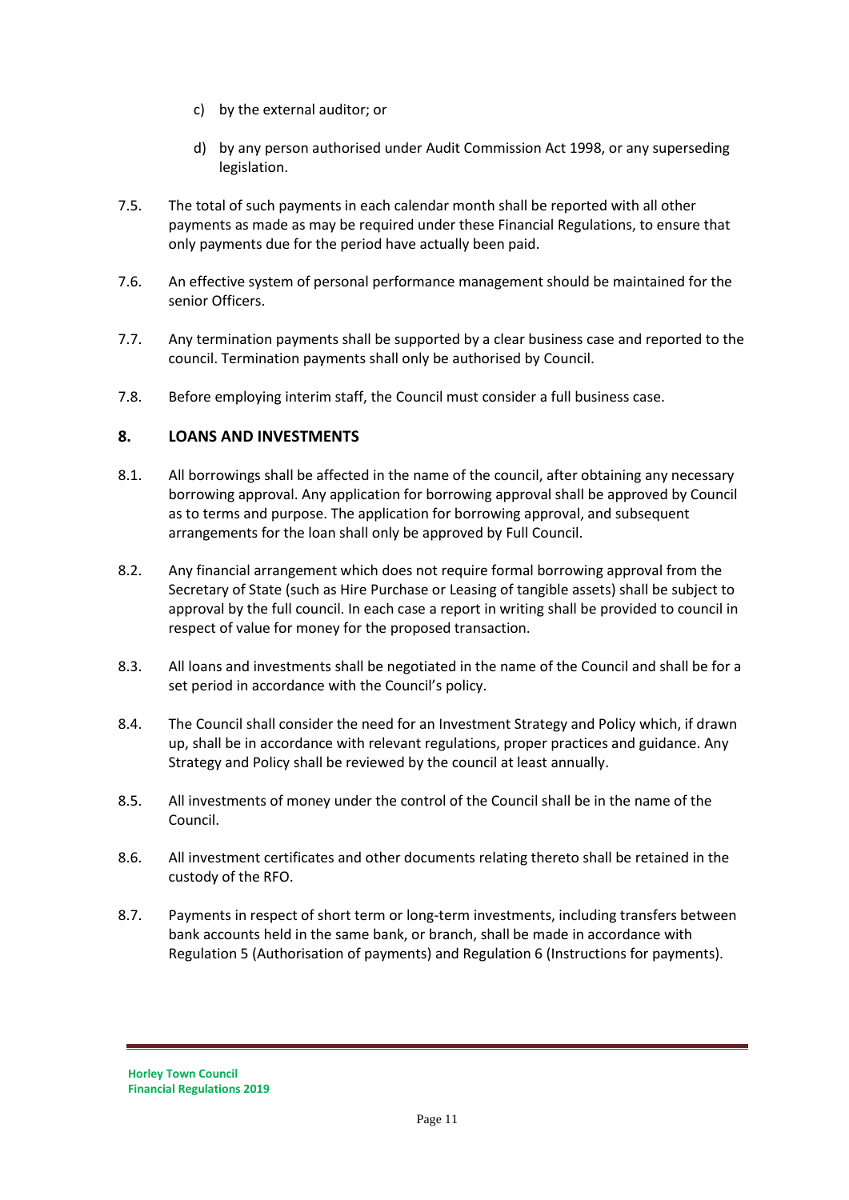c) by the external auditor; or

d) by any person authorised under Audit Commission Act 1998, or any superseding legislation.

7.5. The total of such payments in each calendar month shall be reported with all other payments as made as may be required under these Financial Regulations, to ensure that only payments due for the period have actually been paid.

7.6. An effective system of personal performance management should be maintained for the senior Officers.

7.7. Any termination payments shall be supported by a clear business case and reported to the council. Termination payments shall only be authorised by Council.

7.8. Before employing interim staff, the Council must consider a full business case.

## 8. LOANS AND INVESTMENTS

8.1. All borrowings shall be affected in the name of the council, after obtaining any necessary borrowing approval. Any application for borrowing approval shall be approved by Council as to terms and purpose. The application for borrowing approval, and subsequent arrangements for the loan shall only be approved by Full Council.

8.2. Any financial arrangement which does not require formal borrowing approval from the Secretary of State (such as Hire Purchase or Leasing of tangible assets) shall be subject to approval by the full council. In each case a report in writing shall be provided to council in respect of value for money for the proposed transaction.

8.3. All loans and investments shall be negotiated in the name of the Council and shall be for a set period in accordance with the Council's policy.

8.4. The Council shall consider the need for an Investment Strategy and Policy which, if drawn up, shall be in accordance with relevant regulations, proper practices and guidance. Any Strategy and Policy shall be reviewed by the council at least annually.

8.5. All investments of money under the control of the Council shall be in the name of the Council.

8.6. All investment certificates and other documents relating thereto shall be retained in the custody of the RFO.

8.7. Payments in respect of short term or long-term investments, including transfers between bank accounts held in the same bank, or branch, shall be made in accordance with Regulation 5 (Authorisation of payments) and Regulation 6 (Instructions for payments).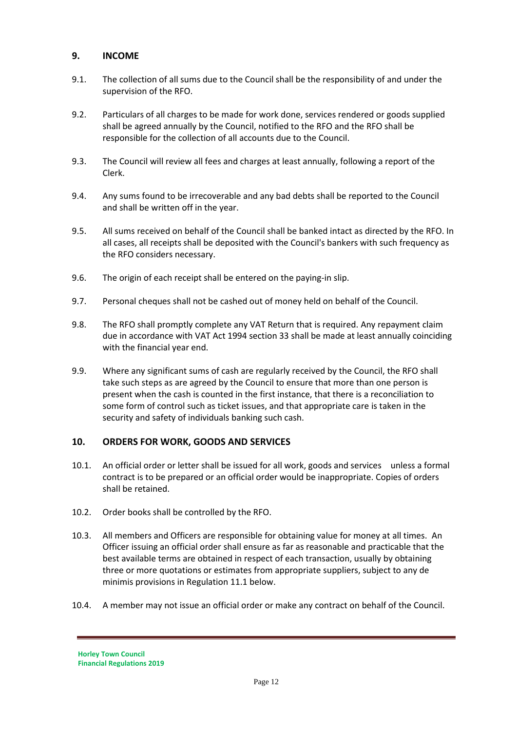## 9. INCOME

9.1. The collection of all sums due to the Council shall be the responsibility of and under the supervision of the RFO.

9.2. Particulars of all charges to be made for work done, services rendered or goods supplied shall be agreed annually by the Council, notified to the RFO and the RFO shall be responsible for the collection of all accounts due to the Council.

9.3. The Council will review all fees and charges at least annually, following a report of the Clerk.

9.4. Any sums found to be irrecoverable and any bad debts shall be reported to the Council and shall be written off in the year.

9.5. All sums received on behalf of the Council shall be banked intact as directed by the RFO. In all cases, all receipts shall be deposited with the Council's bankers with such frequency as the RFO considers necessary.

9.6. The origin of each receipt shall be entered on the paying-in slip.

9.7. Personal cheques shall not be cashed out of money held on behalf of the Council.

9.8. The RFO shall promptly complete any VAT Return that is required. Any repayment claim due in accordance with VAT Act 1994 section 33 shall be made at least annually coinciding with the financial year end.

9.9. Where any significant sums of cash are regularly received by the Council, the RFO shall take such steps as are agreed by the Council to ensure that more than one person is present when the cash is counted in the first instance, that there is a reconciliation to some form of control such as ticket issues, and that appropriate care is taken in the security and safety of individuals banking such cash.

## 10. ORDERS FOR WORK, GOODS AND SERVICES

10.1. An official order or letter shall be issued for all work, goods and services unless a formal contract is to be prepared or an official order would be inappropriate. Copies of orders shall be retained.

10.2. Order books shall be controlled by the RFO.

10.3. All members and Officers are responsible for obtaining value for money at all times. An Officer issuing an official order shall ensure as far as reasonable and practicable that the best available terms are obtained in respect of each transaction, usually by obtaining three or more quotations or estimates from appropriate suppliers, subject to any de minimis provisions in Regulation 11.1 below.

10.4. A member may not issue an official order or make any contract on behalf of the Council.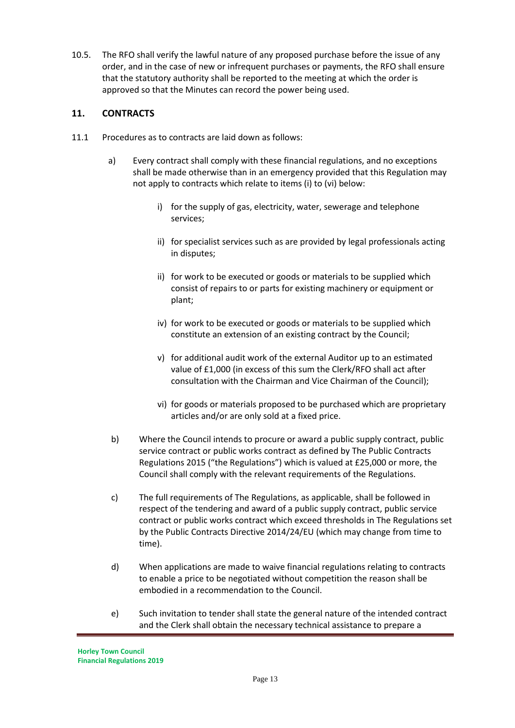10.5. The RFO shall verify the lawful nature of any proposed purchase before the issue of any order, and in the case of new or infrequent purchases or payments, the RFO shall ensure that the statutory authority shall be reported to the meeting at which the order is approved so that the Minutes can record the power being used.

## 11. CONTRACTS

11.1 Procedures as to contracts are laid down as follows:

a) Every contract shall comply with these financial regulations, and no exceptions shall be made otherwise than in an emergency provided that this Regulation may not apply to contracts which relate to items (i) to (vi) below:

   i) for the supply of gas, electricity, water, sewerage and telephone services;

   ii) for specialist services such as are provided by legal professionals acting in disputes;

   ii) for work to be executed or goods or materials to be supplied which consist of repairs to or parts for existing machinery or equipment or plant;

   iv) for work to be executed or goods or materials to be supplied which constitute an extension of an existing contract by the Council;

   v) for additional audit work of the external Auditor up to an estimated value of £1,000 (in excess of this sum the Clerk/RFO shall act after consultation with the Chairman and Vice Chairman of the Council);

   vi) for goods or materials proposed to be purchased which are proprietary articles and/or are only sold at a fixed price.

b) Where the Council intends to procure or award a public supply contract, public service contract or public works contract as defined by The Public Contracts Regulations 2015 ("the Regulations") which is valued at £25,000 or more, the Council shall comply with the relevant requirements of the Regulations.

c) The full requirements of The Regulations, as applicable, shall be followed in respect of the tendering and award of a public supply contract, public service contract or public works contract which exceed thresholds in The Regulations set by the Public Contracts Directive 2014/24/EU (which may change from time to time).

d) When applications are made to waive financial regulations relating to contracts to enable a price to be negotiated without competition the reason shall be embodied in a recommendation to the Council.

e) Such invitation to tender shall state the general nature of the intended contract and the Clerk shall obtain the necessary technical assistance to prepare a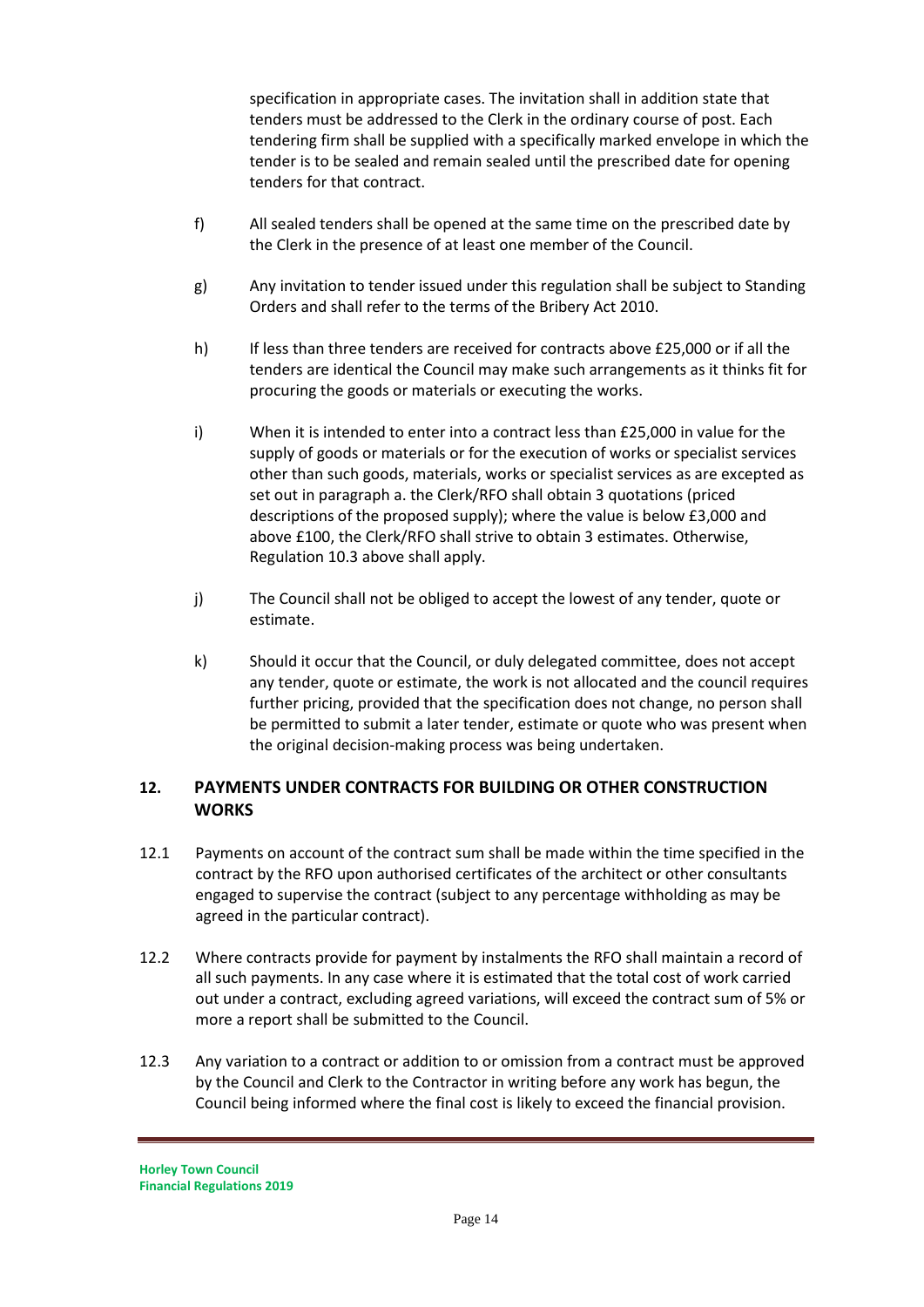specification in appropriate cases. The invitation shall in addition state that tenders must be addressed to the Clerk in the ordinary course of post. Each tendering firm shall be supplied with a specifically marked envelope in which the tender is to be sealed and remain sealed until the prescribed date for opening tenders for that contract.

f) All sealed tenders shall be opened at the same time on the prescribed date by the Clerk in the presence of at least one member of the Council.

g) Any invitation to tender issued under this regulation shall be subject to Standing Orders and shall refer to the terms of the Bribery Act 2010.

h) If less than three tenders are received for contracts above £25,000 or if all the tenders are identical the Council may make such arrangements as it thinks fit for procuring the goods or materials or executing the works.

i) When it is intended to enter into a contract less than £25,000 in value for the supply of goods or materials or for the execution of works or specialist services other than such goods, materials, works or specialist services as are excepted as set out in paragraph a. the Clerk/RFO shall obtain 3 quotations (priced descriptions of the proposed supply); where the value is below £3,000 and above £100, the Clerk/RFO shall strive to obtain 3 estimates. Otherwise, Regulation 10.3 above shall apply.

j) The Council shall not be obliged to accept the lowest of any tender, quote or estimate.

k) Should it occur that the Council, or duly delegated committee, does not accept any tender, quote or estimate, the work is not allocated and the council requires further pricing, provided that the specification does not change, no person shall be permitted to submit a later tender, estimate or quote who was present when the original decision-making process was being undertaken.

## 12. PAYMENTS UNDER CONTRACTS FOR BUILDING OR OTHER CONSTRUCTION WORKS

12.1 Payments on account of the contract sum shall be made within the time specified in the contract by the RFO upon authorised certificates of the architect or other consultants engaged to supervise the contract (subject to any percentage withholding as may be agreed in the particular contract).

12.2 Where contracts provide for payment by instalments the RFO shall maintain a record of all such payments. In any case where it is estimated that the total cost of work carried out under a contract, excluding agreed variations, will exceed the contract sum of 5% or more a report shall be submitted to the Council.

12.3 Any variation to a contract or addition to or omission from a contract must be approved by the Council and Clerk to the Contractor in writing before any work has begun, the Council being informed where the final cost is likely to exceed the financial provision.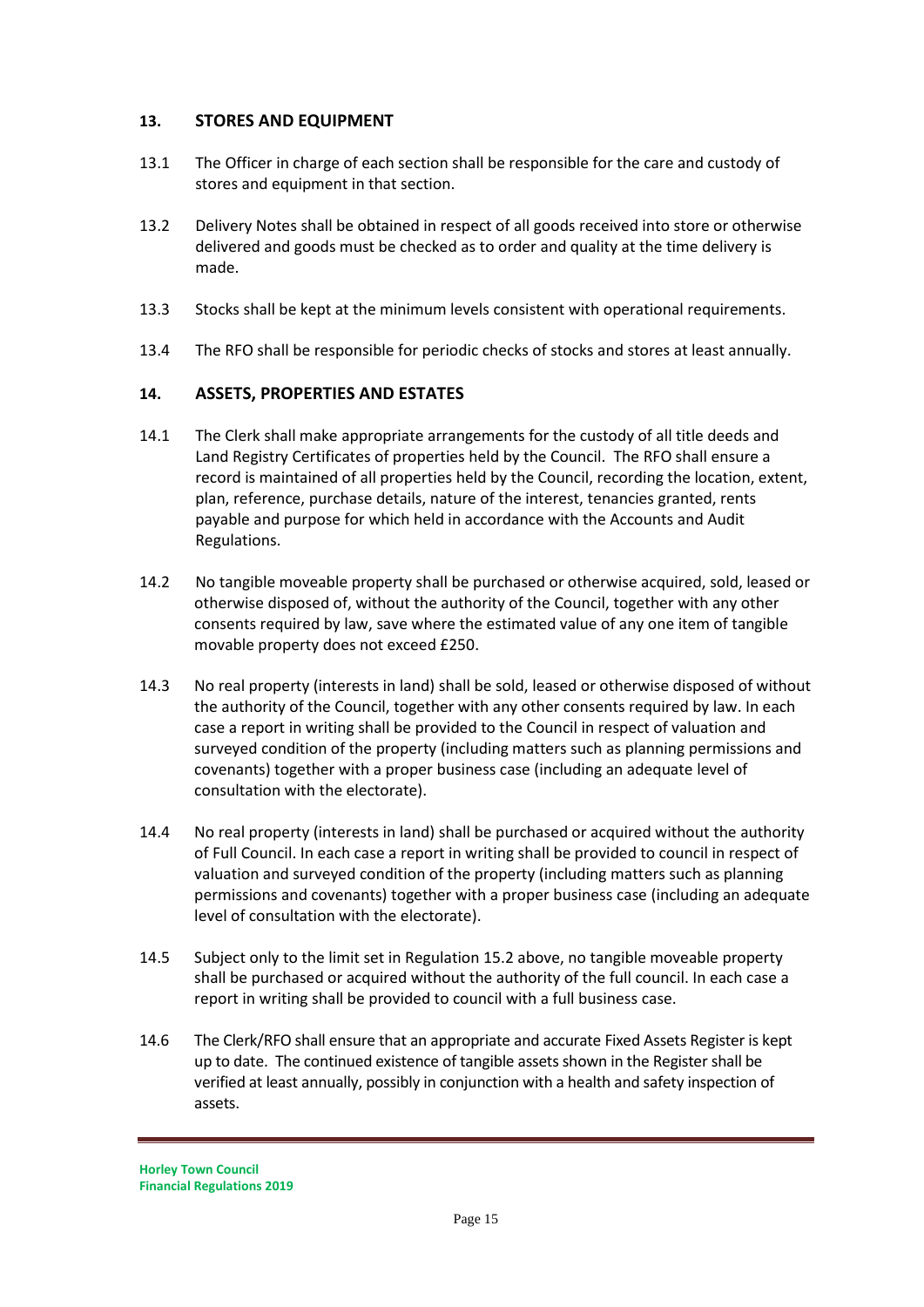## 13. STORES AND EQUIPMENT

13.1 The Officer in charge of each section shall be responsible for the care and custody of stores and equipment in that section.

13.2 Delivery Notes shall be obtained in respect of all goods received into store or otherwise delivered and goods must be checked as to order and quality at the time delivery is made.

13.3 Stocks shall be kept at the minimum levels consistent with operational requirements.

13.4 The RFO shall be responsible for periodic checks of stocks and stores at least annually.

## 14. ASSETS, PROPERTIES AND ESTATES

14.1 The Clerk shall make appropriate arrangements for the custody of all title deeds and Land Registry Certificates of properties held by the Council. The RFO shall ensure a record is maintained of all properties held by the Council, recording the location, extent, plan, reference, purchase details, nature of the interest, tenancies granted, rents payable and purpose for which held in accordance with the Accounts and Audit Regulations.

14.2 No tangible moveable property shall be purchased or otherwise acquired, sold, leased or otherwise disposed of, without the authority of the Council, together with any other consents required by law, save where the estimated value of any one item of tangible movable property does not exceed £250.

14.3 No real property (interests in land) shall be sold, leased or otherwise disposed of without the authority of the Council, together with any other consents required by law. In each case a report in writing shall be provided to the Council in respect of valuation and surveyed condition of the property (including matters such as planning permissions and covenants) together with a proper business case (including an adequate level of consultation with the electorate).

14.4 No real property (interests in land) shall be purchased or acquired without the authority of Full Council. In each case a report in writing shall be provided to council in respect of valuation and surveyed condition of the property (including matters such as planning permissions and covenants) together with a proper business case (including an adequate level of consultation with the electorate).

14.5 Subject only to the limit set in Regulation 15.2 above, no tangible moveable property shall be purchased or acquired without the authority of the full council. In each case a report in writing shall be provided to council with a full business case.

14.6 The Clerk/RFO shall ensure that an appropriate and accurate Fixed Assets Register is kept up to date. The continued existence of tangible assets shown in the Register shall be verified at least annually, possibly in conjunction with a health and safety inspection of assets.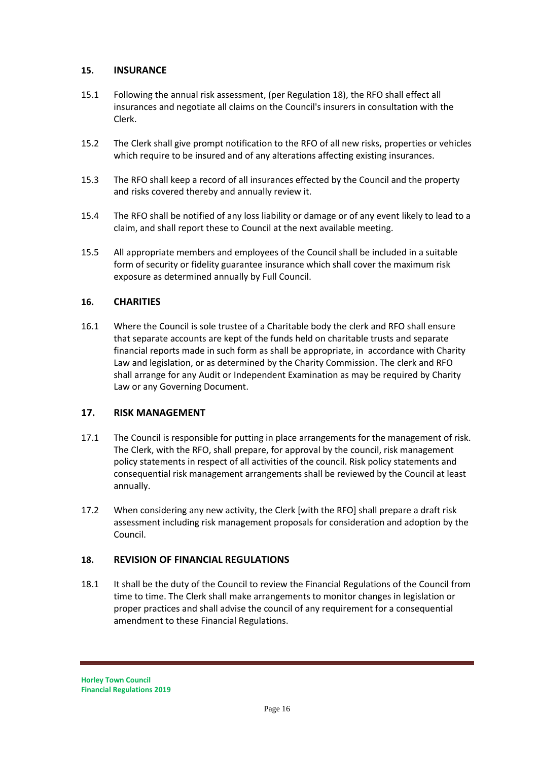## 15. INSURANCE

15.1 Following the annual risk assessment, (per Regulation 18), the RFO shall effect all insurances and negotiate all claims on the Council's insurers in consultation with the Clerk.

15.2 The Clerk shall give prompt notification to the RFO of all new risks, properties or vehicles which require to be insured and of any alterations affecting existing insurances.

15.3 The RFO shall keep a record of all insurances effected by the Council and the property and risks covered thereby and annually review it.

15.4 The RFO shall be notified of any loss liability or damage or of any event likely to lead to a claim, and shall report these to Council at the next available meeting.

15.5 All appropriate members and employees of the Council shall be included in a suitable form of security or fidelity guarantee insurance which shall cover the maximum risk exposure as determined annually by Full Council.

## 16. CHARITIES

16.1 Where the Council is sole trustee of a Charitable body the clerk and RFO shall ensure that separate accounts are kept of the funds held on charitable trusts and separate financial reports made in such form as shall be appropriate, in accordance with Charity Law and legislation, or as determined by the Charity Commission. The clerk and RFO shall arrange for any Audit or Independent Examination as may be required by Charity Law or any Governing Document.

## 17. RISK MANAGEMENT

17.1 The Council is responsible for putting in place arrangements for the management of risk. The Clerk, with the RFO, shall prepare, for approval by the council, risk management policy statements in respect of all activities of the council. Risk policy statements and consequential risk management arrangements shall be reviewed by the Council at least annually.

17.2 When considering any new activity, the Clerk [with the RFO] shall prepare a draft risk assessment including risk management proposals for consideration and adoption by the Council.

## 18. REVISION OF FINANCIAL REGULATIONS

18.1 It shall be the duty of the Council to review the Financial Regulations of the Council from time to time. The Clerk shall make arrangements to monitor changes in legislation or proper practices and shall advise the council of any requirement for a consequential amendment to these Financial Regulations.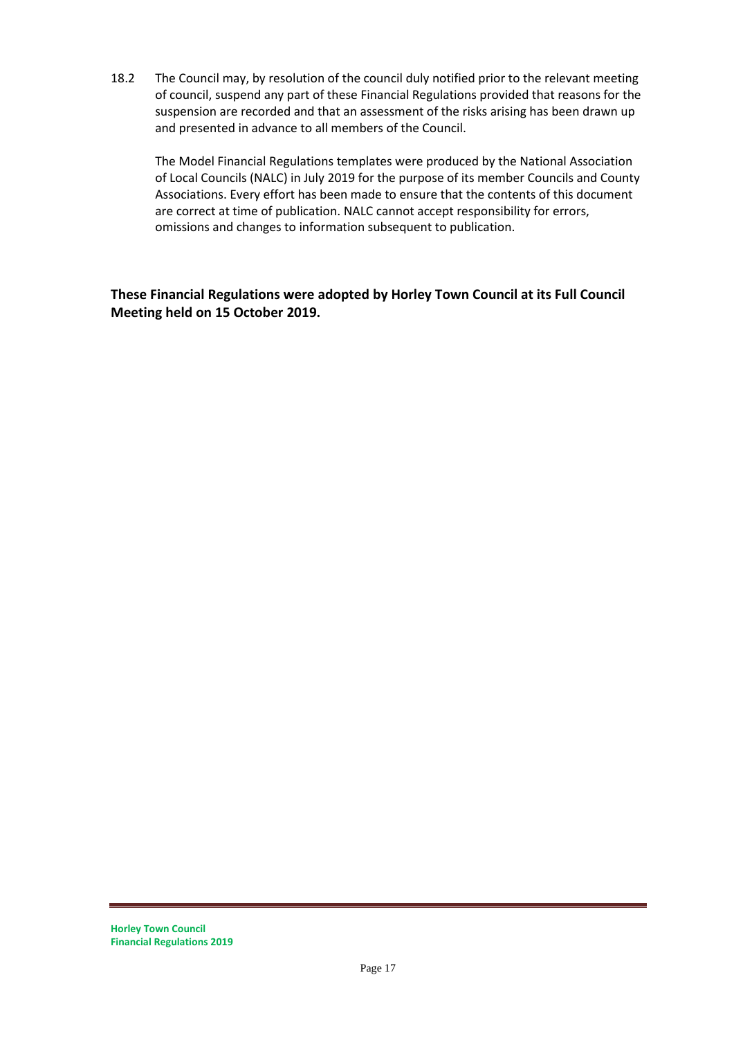18.2 The Council may, by resolution of the council duly notified prior to the relevant meeting of council, suspend any part of these Financial Regulations provided that reasons for the suspension are recorded and that an assessment of the risks arising has been drawn up and presented in advance to all members of the Council.

The Model Financial Regulations templates were produced by the National Association of Local Councils (NALC) in July 2019 for the purpose of its member Councils and County Associations. Every effort has been made to ensure that the contents of this document are correct at time of publication. NALC cannot accept responsibility for errors, omissions and changes to information subsequent to publication.

**These Financial Regulations were adopted by Horley Town Council at its Full Council Meeting held on 15 October 2019.**